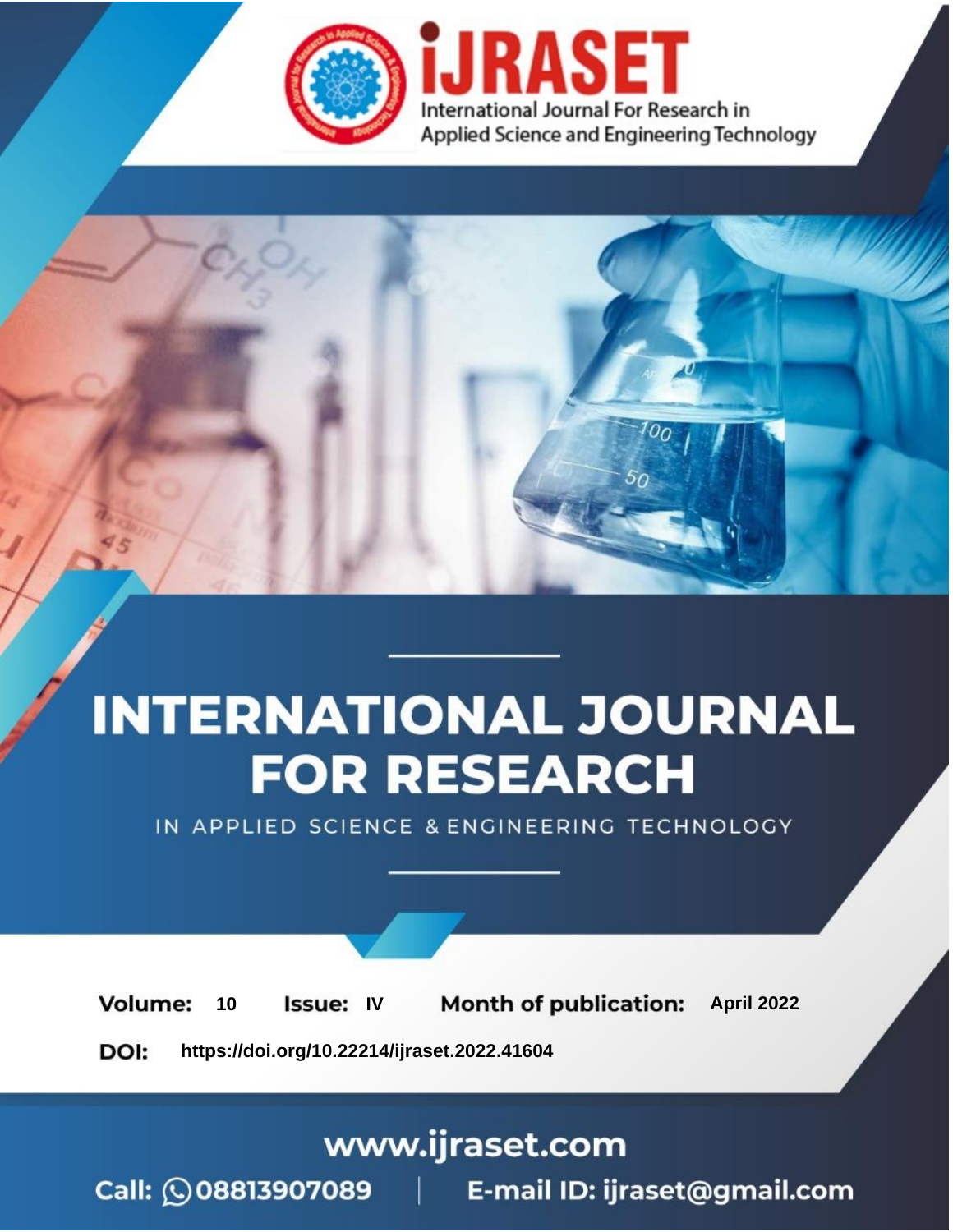# INTERNATIONAL JOURNAL FOR RESEARCH

IN APPLIED SCIENCE & ENGINEERING TECHNOLOGY

**Volume:** 10 **Issue:** IV **Month of publication:** April 2022

**DOI:** https://doi.org/10.22214/ijraset.2022.41604

www.ijraset.com

Call: 08813907089 | E-mail ID: ijraset@gmail.com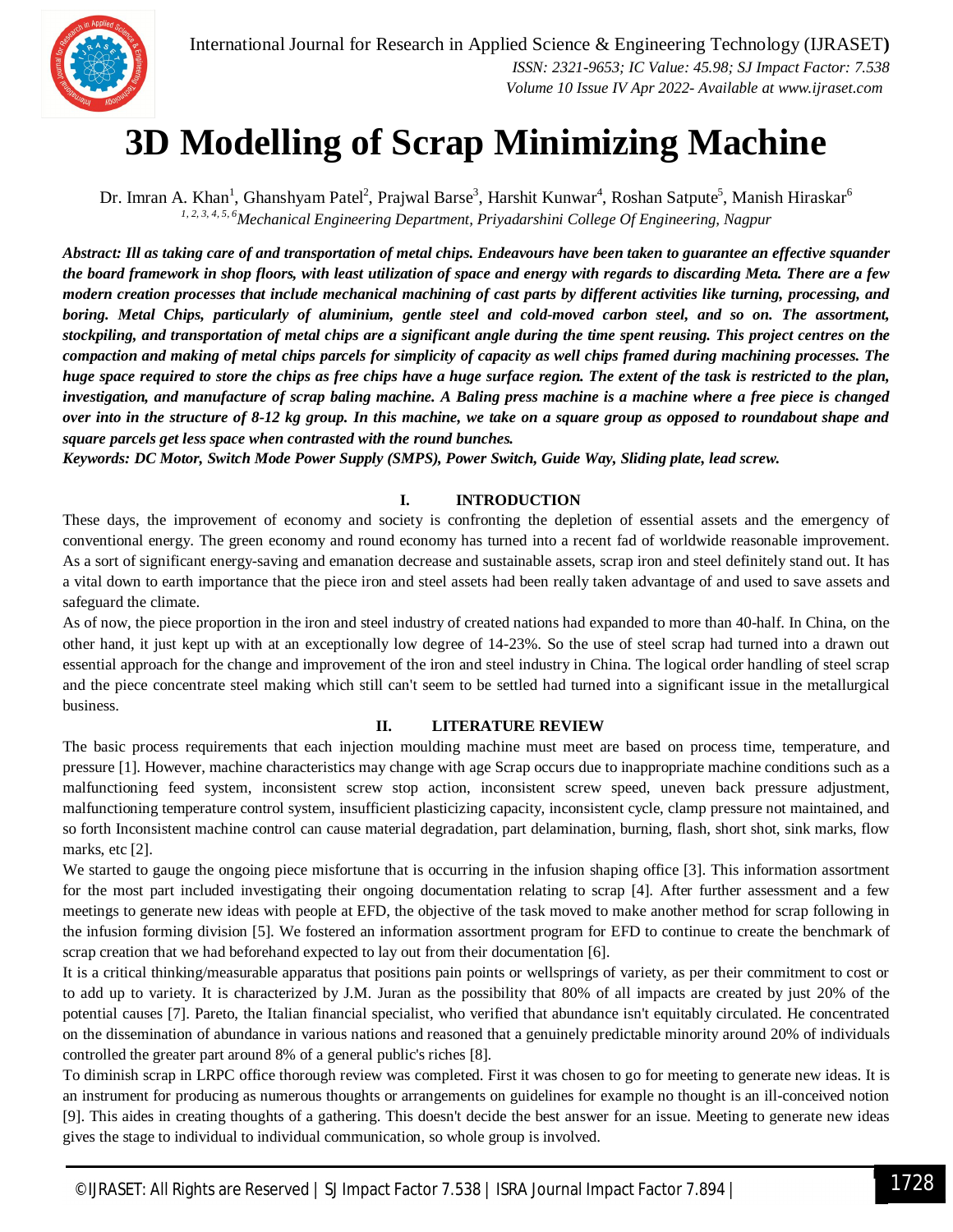# 3D Modelling of Scrap Minimizing Machine

Dr. Imran A. Khan[1], Ghanshyam Patel[2], Prajwal Barse[3], Harshit Kunwar[4], Roshan Satpute[5], Manish Hiraskar[6]

*[1, 2, 3, 4, 5, 6]Mechanical Engineering Department, Priyadarshini College Of Engineering, Nagpur*

***Abstract:** Ill as taking care of and transportation of metal chips. Endeavours have been taken to guarantee an effective squander the board framework in shop floors, with least utilization of space and energy with regards to discarding Meta. There are a few modern creation processes that include mechanical machining of cast parts by different activities like turning, processing, and boring. Metal Chips, particularly of aluminium, gentle steel and cold-moved carbon steel, and so on. The assortment, stockpiling, and transportation of metal chips are a significant angle during the time spent reusing. This project centres on the compaction and making of metal chips parcels for simplicity of capacity as well chips framed during machining processes. The huge space required to store the chips as free chips have a huge surface region. The extent of the task is restricted to the plan, investigation, and manufacture of scrap baling machine. A Baling press machine is a machine where a free piece is changed over into in the structure of 8-12 kg group. In this machine, we take on a square group as opposed to roundabout shape and square parcels get less space when contrasted with the round bunches.*

***Keywords:** DC Motor, Switch Mode Power Supply (SMPS), Power Switch, Guide Way, Sliding plate, lead screw.*

## I. INTRODUCTION

These days, the improvement of economy and society is confronting the depletion of essential assets and the emergency of conventional energy. The green economy and round economy has turned into a recent fad of worldwide reasonable improvement. As a sort of significant energy-saving and emanation decrease and sustainable assets, scrap iron and steel definitely stand out. It has a vital down to earth importance that the piece iron and steel assets had been really taken advantage of and used to save assets and safeguard the climate.

As of now, the piece proportion in the iron and steel industry of created nations had expanded to more than 40-half. In China, on the other hand, it just kept up with at an exceptionally low degree of 14-23%. So the use of steel scrap had turned into a drawn out essential approach for the change and improvement of the iron and steel industry in China. The logical order handling of steel scrap and the piece concentrate steel making which still can't seem to be settled had turned into a significant issue in the metallurgical business.

## II. LITERATURE REVIEW

The basic process requirements that each injection moulding machine must meet are based on process time, temperature, and pressure [1]. However, machine characteristics may change with age Scrap occurs due to inappropriate machine conditions such as a malfunctioning feed system, inconsistent screw stop action, inconsistent screw speed, uneven back pressure adjustment, malfunctioning temperature control system, insufficient plasticizing capacity, inconsistent cycle, clamp pressure not maintained, and so forth Inconsistent machine control can cause material degradation, part delamination, burning, flash, short shot, sink marks, flow marks, etc [2].

We started to gauge the ongoing piece misfortune that is occurring in the infusion shaping office [3]. This information assortment for the most part included investigating their ongoing documentation relating to scrap [4]. After further assessment and a few meetings to generate new ideas with people at EFD, the objective of the task moved to make another method for scrap following in the infusion forming division [5]. We fostered an information assortment program for EFD to continue to create the benchmark of scrap creation that we had beforehand expected to lay out from their documentation [6].

It is a critical thinking/measurable apparatus that positions pain points or wellsprings of variety, as per their commitment to cost or to add up to variety. It is characterized by J.M. Juran as the possibility that 80% of all impacts are created by just 20% of the potential causes [7]. Pareto, the Italian financial specialist, who verified that abundance isn't equitably circulated. He concentrated on the dissemination of abundance in various nations and reasoned that a genuinely predictable minority around 20% of individuals controlled the greater part around 8% of a general public's riches [8].

To diminish scrap in LRPC office thorough review was completed. First it was chosen to go for meeting to generate new ideas. It is an instrument for producing as numerous thoughts or arrangements on guidelines for example no thought is an ill-conceived notion [9]. This aides in creating thoughts of a gathering. This doesn't decide the best answer for an issue. Meeting to generate new ideas gives the stage to individual to individual communication, so whole group is involved.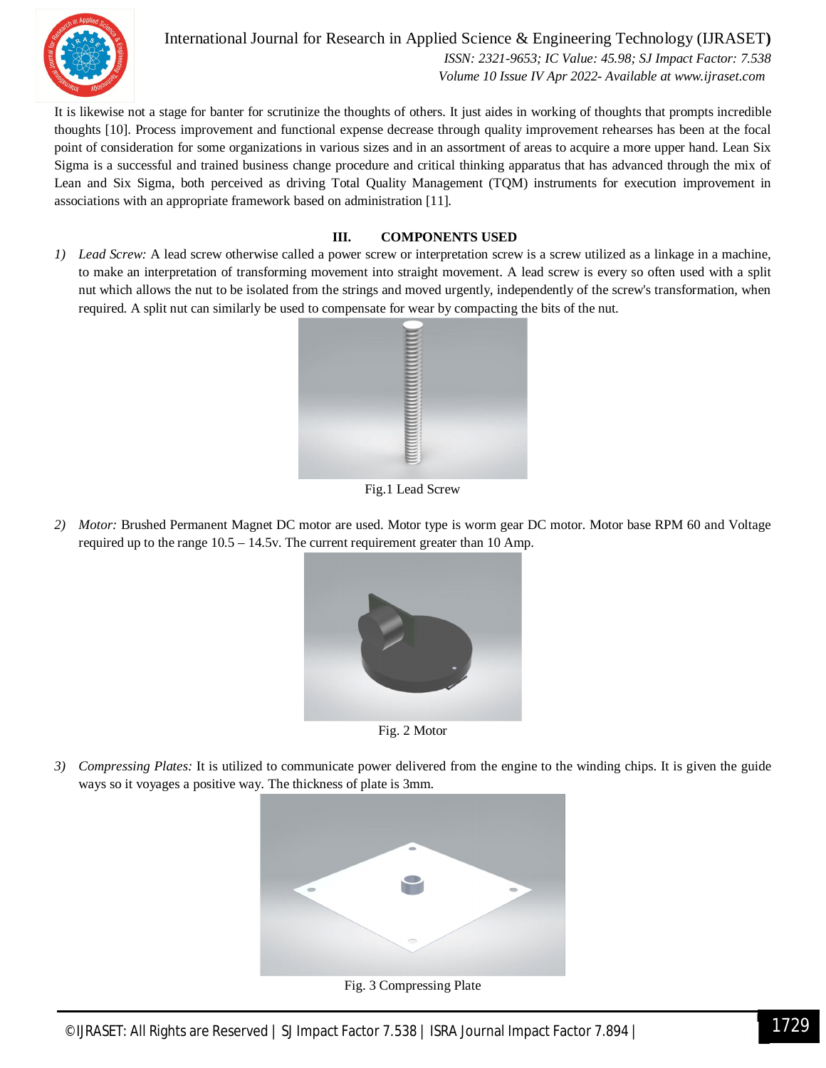It is likewise not a stage for banter for scrutinize the thoughts of others. It just aides in working of thoughts that prompts incredible thoughts [10]. Process improvement and functional expense decrease through quality improvement rehearses has been at the focal point of consideration for some organizations in various sizes and in an assortment of areas to acquire a more upper hand. Lean Six Sigma is a successful and trained business change procedure and critical thinking apparatus that has advanced through the mix of Lean and Six Sigma, both perceived as driving Total Quality Management (TQM) instruments for execution improvement in associations with an appropriate framework based on administration [11].

## III. COMPONENTS USED

1) *Lead Screw:* A lead screw otherwise called a power screw or interpretation screw is a screw utilized as a linkage in a machine, to make an interpretation of transforming movement into straight movement. A lead screw is every so often used with a split nut which allows the nut to be isolated from the strings and moved urgently, independently of the screw's transformation, when required. A split nut can similarly be used to compensate for wear by compacting the bits of the nut.

Fig.1 Lead Screw

2) *Motor:* Brushed Permanent Magnet DC motor are used. Motor type is worm gear DC motor. Motor base RPM 60 and Voltage required up to the range 10.5 – 14.5v. The current requirement greater than 10 Amp.

Fig. 2 Motor

3) *Compressing Plates:* It is utilized to communicate power delivered from the engine to the winding chips. It is given the guide ways so it voyages a positive way. The thickness of plate is 3mm.

Fig. 3 Compressing Plate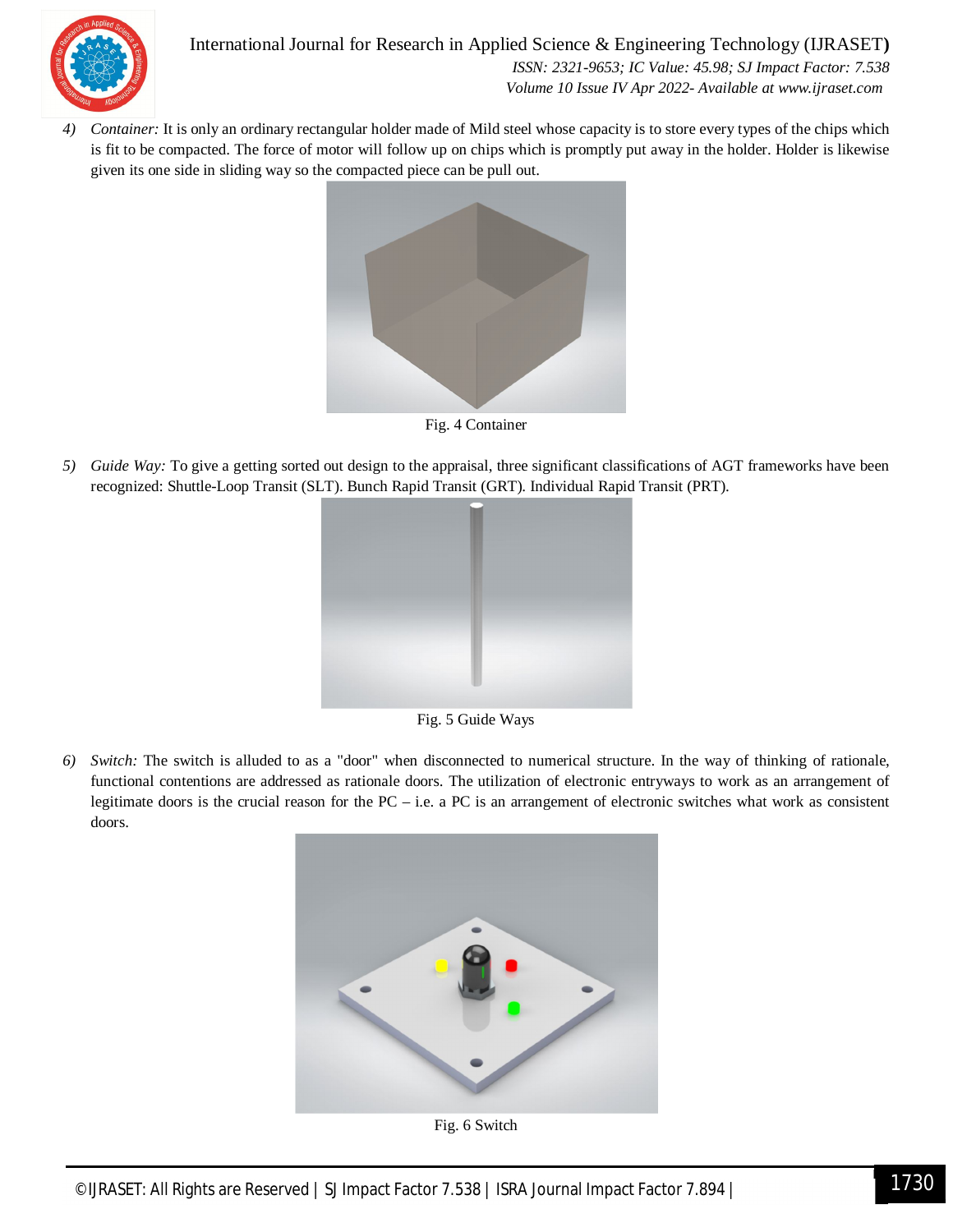4) *Container:* It is only an ordinary rectangular holder made of Mild steel whose capacity is to store every types of the chips which is fit to be compacted. The force of motor will follow up on chips which is promptly put away in the holder. Holder is likewise given its one side in sliding way so the compacted piece can be pull out.

Fig. 4 Container

5) *Guide Way:* To give a getting sorted out design to the appraisal, three significant classifications of AGT frameworks have been recognized: Shuttle-Loop Transit (SLT). Bunch Rapid Transit (GRT). Individual Rapid Transit (PRT).

Fig. 5 Guide Ways

6) *Switch:* The switch is alluded to as a "door" when disconnected to numerical structure. In the way of thinking of rationale, functional contentions are addressed as rationale doors. The utilization of electronic entryways to work as an arrangement of legitimate doors is the crucial reason for the PC – i.e. a PC is an arrangement of electronic switches what work as consistent doors.

Fig. 6 Switch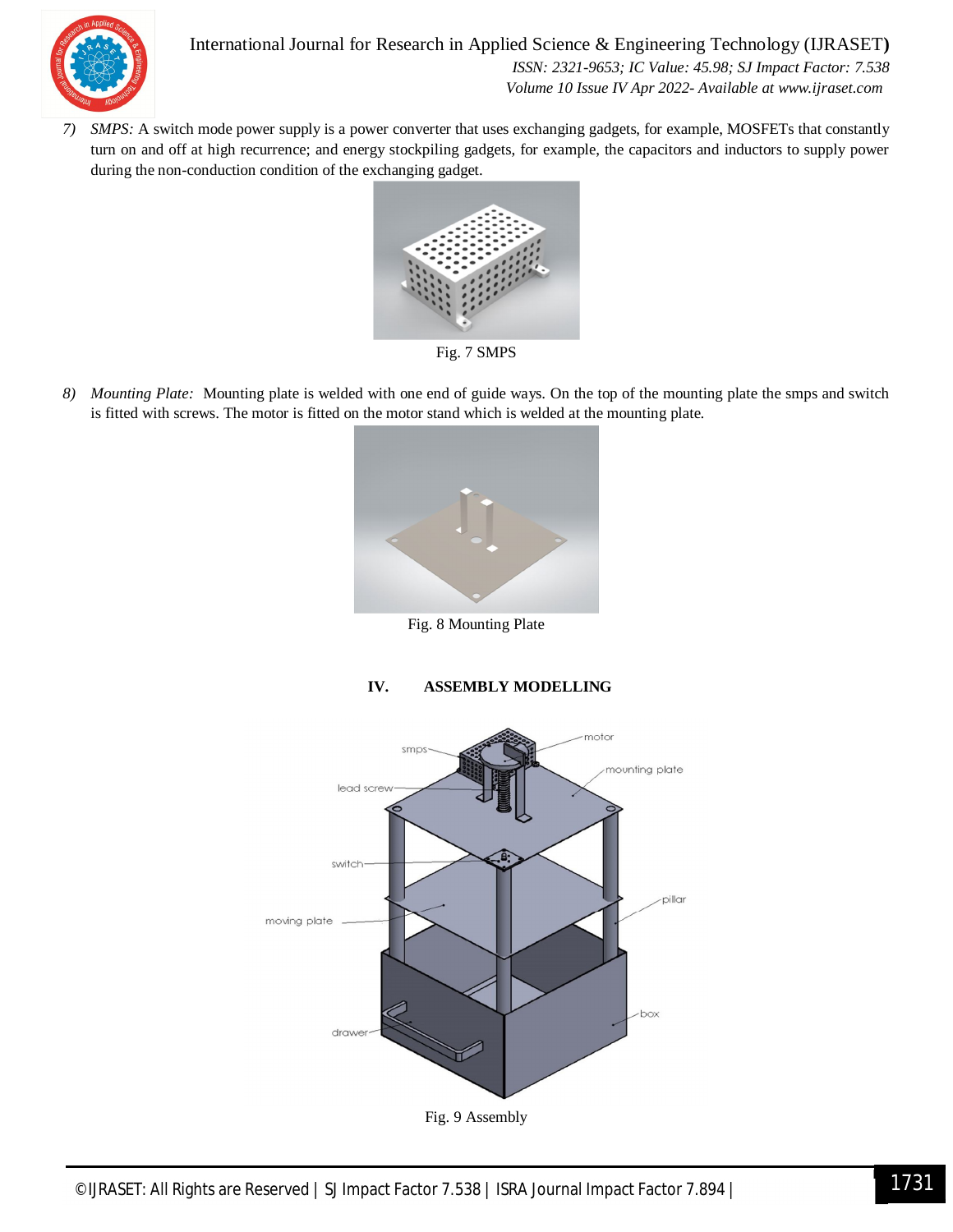7) *SMPS:* A switch mode power supply is a power converter that uses exchanging gadgets, for example, MOSFETs that constantly turn on and off at high recurrence; and energy stockpiling gadgets, for example, the capacitors and inductors to supply power during the non-conduction condition of the exchanging gadget.

Fig. 7 SMPS

8) *Mounting Plate:* Mounting plate is welded with one end of guide ways. On the top of the mounting plate the smps and switch is fitted with screws. The motor is fitted on the motor stand which is welded at the mounting plate.

Fig. 8 Mounting Plate

## IV. ASSEMBLY MODELLING

Fig. 9 Assembly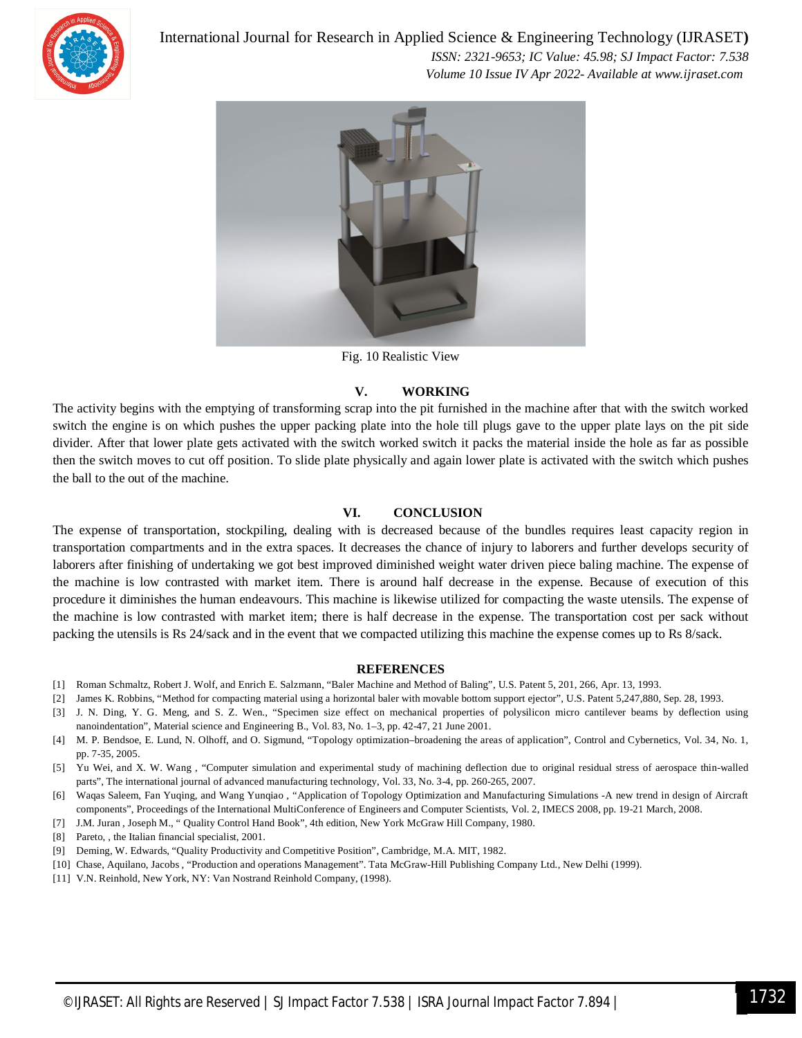Fig. 10 Realistic View

## V. WORKING

The activity begins with the emptying of transforming scrap into the pit furnished in the machine after that with the switch worked switch the engine is on which pushes the upper packing plate into the hole till plugs gave to the upper plate lays on the pit side divider. After that lower plate gets activated with the switch worked switch it packs the material inside the hole as far as possible then the switch moves to cut off position. To slide plate physically and again lower plate is activated with the switch which pushes the ball to the out of the machine.

## VI. CONCLUSION

The expense of transportation, stockpiling, dealing with is decreased because of the bundles requires least capacity region in transportation compartments and in the extra spaces. It decreases the chance of injury to laborers and further develops security of laborers after finishing of undertaking we got best improved diminished weight water driven piece baling machine. The expense of the machine is low contrasted with market item. There is around half decrease in the expense. Because of execution of this procedure it diminishes the human endeavours. This machine is likewise utilized for compacting the waste utensils. The expense of the machine is low contrasted with market item; there is half decrease in the expense. The transportation cost per sack without packing the utensils is Rs 24/sack and in the event that we compacted utilizing this machine the expense comes up to Rs 8/sack.

## REFERENCES

[1] Roman Schmaltz, Robert J. Wolf, and Enrich E. Salzmann, "Baler Machine and Method of Baling", U.S. Patent 5, 201, 266, Apr. 13, 1993.

[2] James K. Robbins, "Method for compacting material using a horizontal baler with movable bottom support ejector", U.S. Patent 5,247,880, Sep. 28, 1993.

[3] J. N. Ding, Y. G. Meng, and S. Z. Wen., "Specimen size effect on mechanical properties of polysilicon micro cantilever beams by deflection using nanoindentation", Material science and Engineering B., Vol. 83, No. 1–3, pp. 42-47, 21 June 2001.

[4] M. P. Bendsoe, E. Lund, N. Olhoff, and O. Sigmund, "Topology optimization–broadening the areas of application", Control and Cybernetics, Vol. 34, No. 1, pp. 7-35, 2005.

[5] Yu Wei, and X. W. Wang , "Computer simulation and experimental study of machining deflection due to original residual stress of aerospace thin-walled parts", The international journal of advanced manufacturing technology, Vol. 33, No. 3-4, pp. 260-265, 2007.

[6] Waqas Saleem, Fan Yuqing, and Wang Yunqiao , "Application of Topology Optimization and Manufacturing Simulations -A new trend in design of Aircraft components", Proceedings of the International MultiConference of Engineers and Computer Scientists, Vol. 2, IMECS 2008, pp. 19-21 March, 2008.

[7] J.M. Juran , Joseph M., " Quality Control Hand Book", 4th edition, New York McGraw Hill Company, 1980.

[8] Pareto, , the Italian financial specialist, 2001.

[9] Deming, W. Edwards, "Quality Productivity and Competitive Position", Cambridge, M.A. MIT, 1982.

[10] Chase, Aquilano, Jacobs , "Production and operations Management". Tata McGraw-Hill Publishing Company Ltd., New Delhi (1999).

[11] V.N. Reinhold, New York, NY: Van Nostrand Reinhold Company, (1998).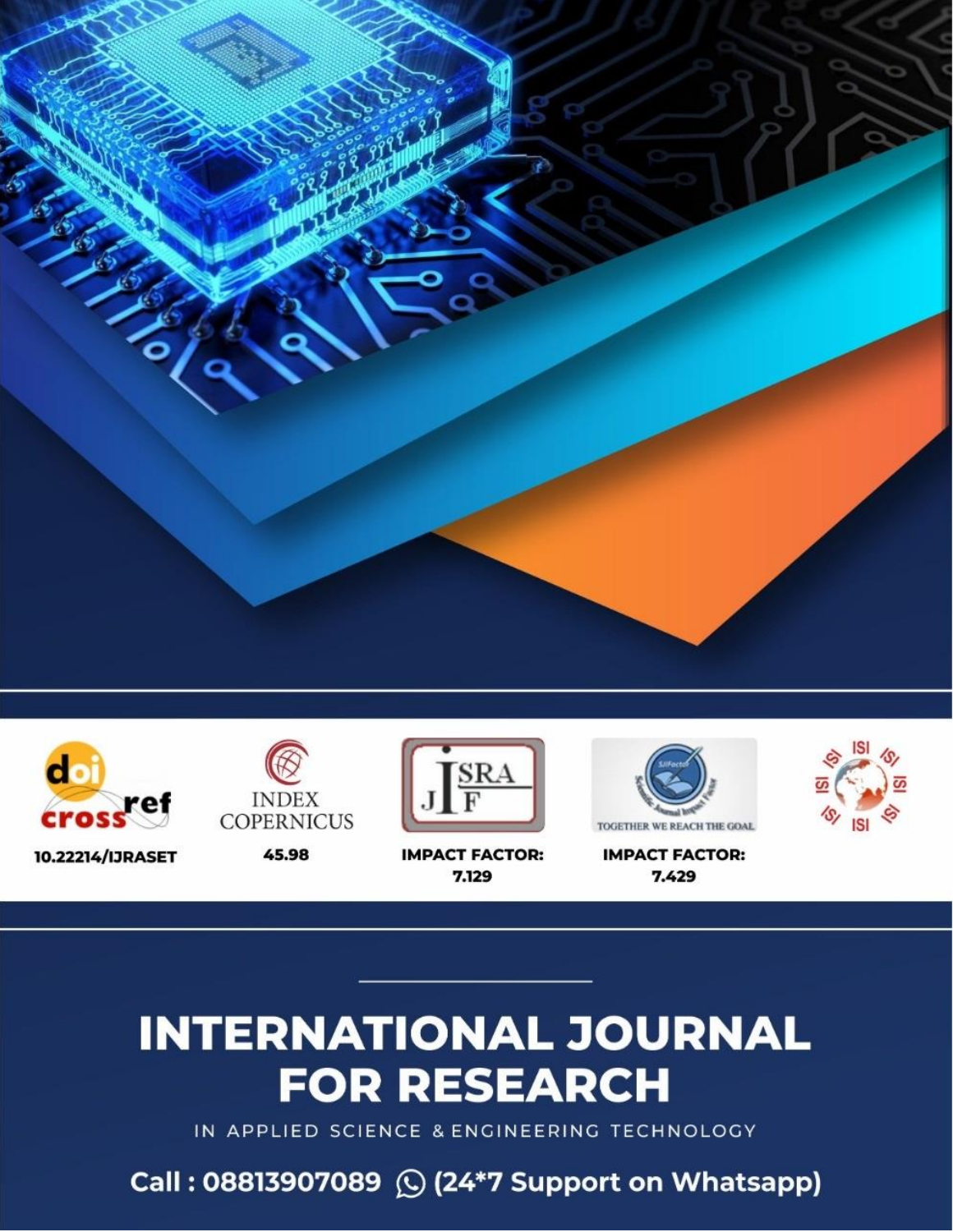10.22214/IJRASET

INDEX COPERNICUS

45.98

ISRA JIF

IMPACT FACTOR: 7.129

TOGETHER WE REACH THE GOAL

IMPACT FACTOR: 7.429

ISI

# INTERNATIONAL JOURNAL FOR RESEARCH

IN APPLIED SCIENCE & ENGINEERING TECHNOLOGY

Call : 08813907089 (24*7 Support on Whatsapp)